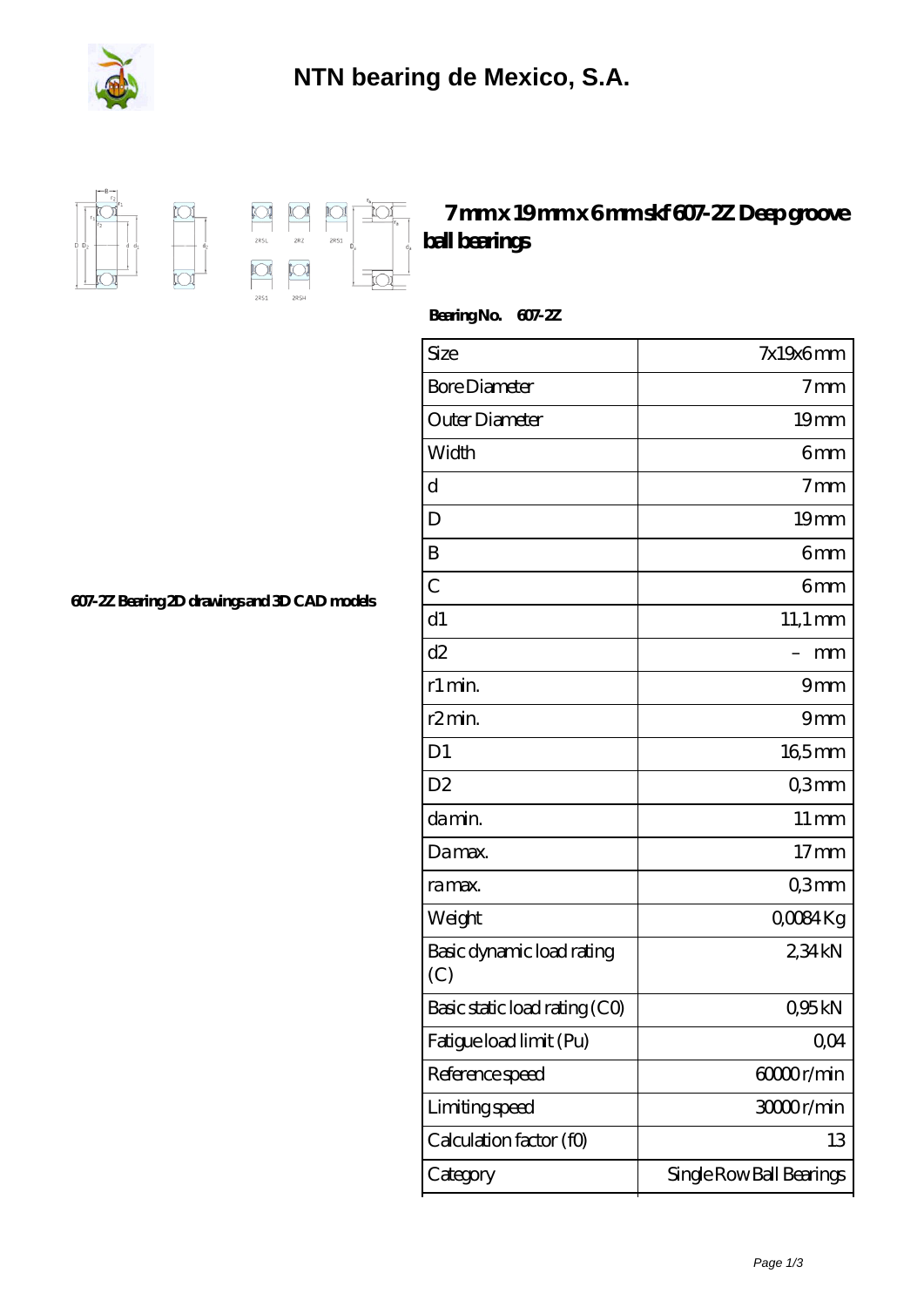# NTN bearing de Mexico, S.A.

## 7 mm x 19 mm x 6 mm skf 607-2Z Deep groove ball bearings

**Bearing No. 607-2Z**

**607-2Z Bearing 2D drawings and 3D CAD models**

| Size | 7x19x6 mm |
|---|---|
| Bore Diameter | 7 mm |
| Outer Diameter | 19 mm |
| Width | 6 mm |
| d | 7 mm |
| D | 19 mm |
| B | 6 mm |
| C | 6 mm |
| d1 | 11,1 mm |
| d2 | – mm |
| r1 min. | 9 mm |
| r2 min. | 9 mm |
| D1 | 16,5 mm |
| D2 | 0,3 mm |
| da min. | 11 mm |
| Da max. | 17 mm |
| ra max. | 0,3 mm |
| Weight | 0,0084 Kg |
| Basic dynamic load rating (C) | 2,34 kN |
| Basic static load rating (C0) | 0,95 kN |
| Fatigue load limit (Pu) | 0,04 |
| Reference speed | 60000 r/min |
| Limiting speed | 30000 r/min |
| Calculation factor (f0) | 13 |
| Category | Single Row Ball Bearings |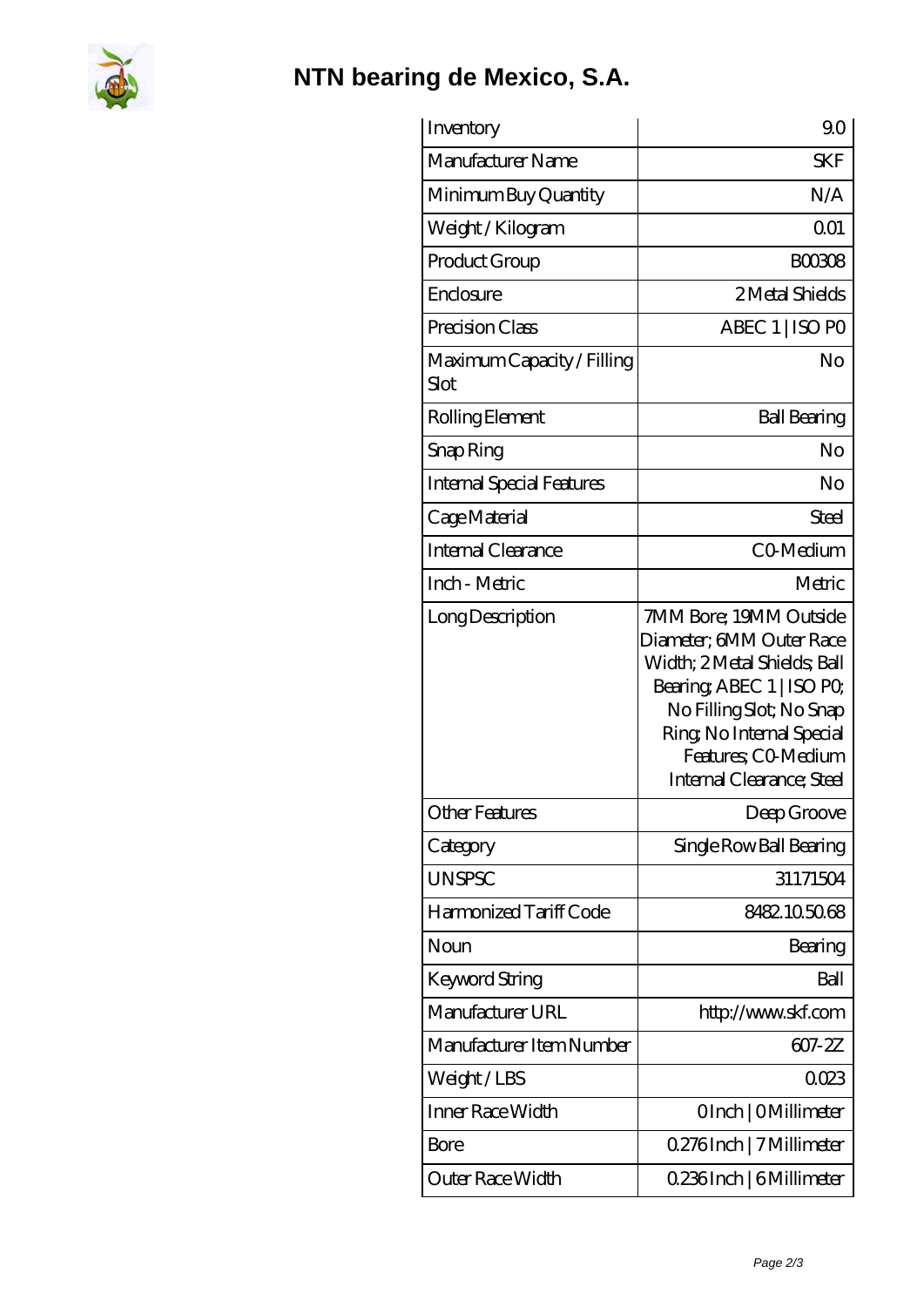# NTN bearing de Mexico, S.A.

| | |
|---|---|
| Inventory | 9.0 |
| Manufacturer Name | SKF |
| Minimum Buy Quantity | N/A |
| Weight / Kilogram | 0.01 |
| Product Group | B00308 |
| Enclosure | 2 Metal Shields |
| Precision Class | ABEC 1 \| ISO P0 |
| Maximum Capacity / Filling Slot | No |
| Rolling Element | Ball Bearing |
| Snap Ring | No |
| Internal Special Features | No |
| Cage Material | Steel |
| Internal Clearance | C0-Medium |
| Inch - Metric | Metric |
| Long Description | 7MM Bore; 19MM Outside Diameter; 6MM Outer Race Width; 2 Metal Shields; Ball Bearing; ABEC 1 \| ISO P0; No Filling Slot; No Snap Ring; No Internal Special Features; C0-Medium Internal Clearance; Steel |
| Other Features | Deep Groove |
| Category | Single Row Ball Bearing |
| UNSPSC | 31171504 |
| Harmonized Tariff Code | 8482.10.50.68 |
| Noun | Bearing |
| Keyword String | Ball |
| Manufacturer URL | http://www.skf.com |
| Manufacturer Item Number | 607-2Z |
| Weight / LBS | 0.023 |
| Inner Race Width | 0 Inch \| 0 Millimeter |
| Bore | 0.276 Inch \| 7 Millimeter |
| Outer Race Width | 0.236 Inch \| 6 Millimeter |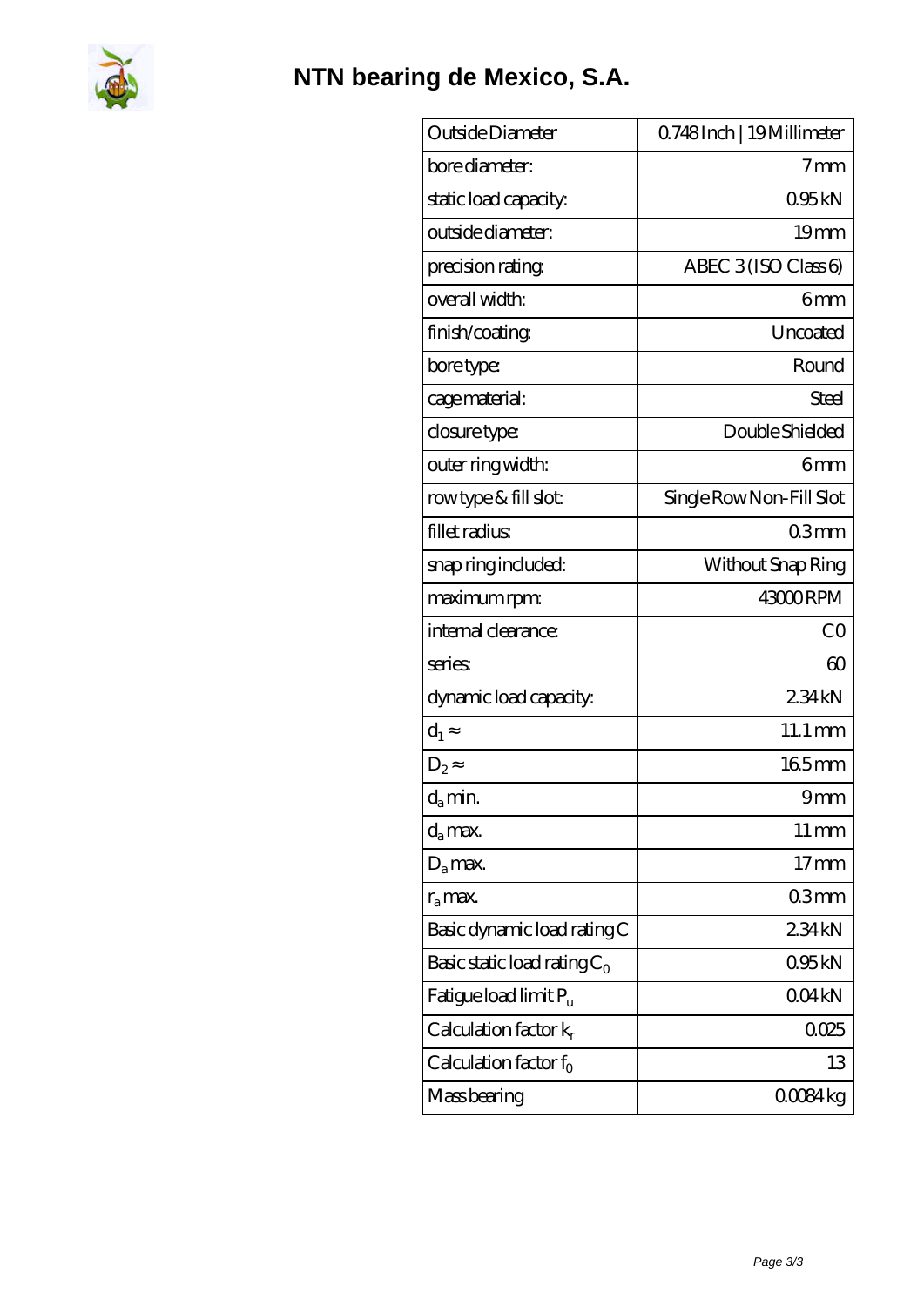# NTN bearing de Mexico, S.A.

| | |
|---|---|
| Outside Diameter | 0.748 Inch \| 19 Millimeter |
| bore diameter: | 7 mm |
| static load capacity: | 0.95 kN |
| outside diameter: | 19 mm |
| precision rating: | ABEC 3 (ISO Class 6) |
| overall width: | 6 mm |
| finish/coating: | Uncoated |
| bore type: | Round |
| cage material: | Steel |
| closure type: | Double Shielded |
| outer ring width: | 6 mm |
| row type & fill slot: | Single Row Non-Fill Slot |
| fillet radius: | 0.3 mm |
| snap ring included: | Without Snap Ring |
| maximum rpm: | 43000 RPM |
| internal clearance: | C0 |
| series: | 60 |
| dynamic load capacity: | 2.34 kN |
| $d_1 \approx$ | 11.1 mm |
| $D_2 \approx$ | 16.5 mm |
| $d_a$ min. | 9 mm |
| $d_a$ max. | 11 mm |
| $D_a$ max. | 17 mm |
| $r_a$ max. | 0.3 mm |
| Basic dynamic load rating C | 2.34 kN |
| Basic static load rating $C_0$ | 0.95 kN |
| Fatigue load limit $P_u$ | 0.04 kN |
| Calculation factor $k_r$ | 0.025 |
| Calculation factor $f_0$ | 13 |
| Mass bearing | 0.0084 kg |